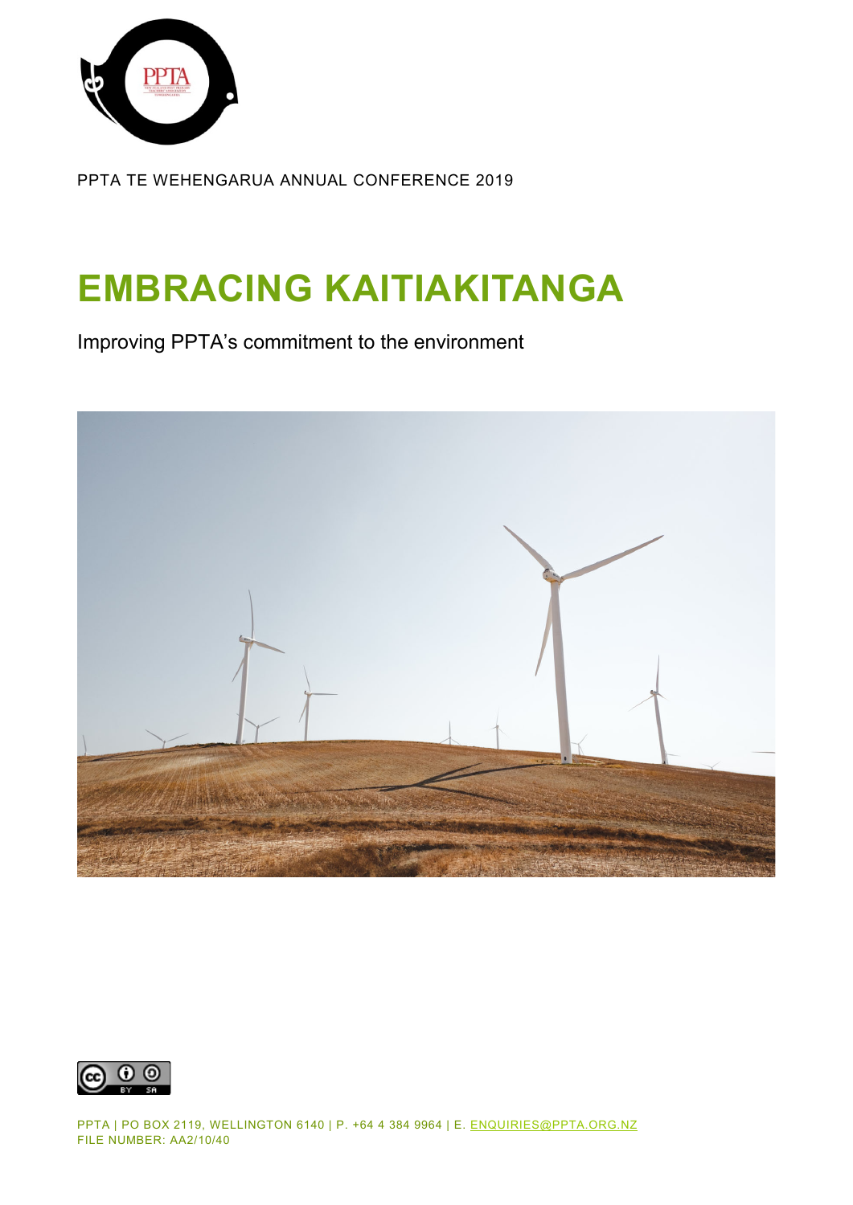PPTA TE WEHENGARUA ANNUAL CONFERENCE 2019

# EMBRACING KAITIAKITANGA

Improving PPTA's commitment to the environment

PPTA | PO BOX 2119, WELLINGTON 6140 | P. +64 4 384 9964 | E. ENQUIRIES@PPTA.ORG.NZ
FILE NUMBER: AA2/10/40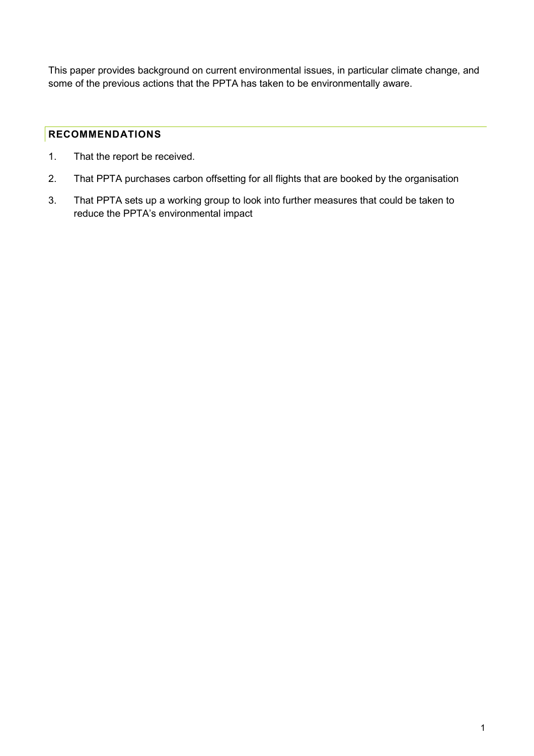This paper provides background on current environmental issues, in particular climate change, and some of the previous actions that the PPTA has taken to be environmentally aware.

## RECOMMENDATIONS

1. That the report be received.
2. That PPTA purchases carbon offsetting for all flights that are booked by the organisation
3. That PPTA sets up a working group to look into further measures that could be taken to reduce the PPTA's environmental impact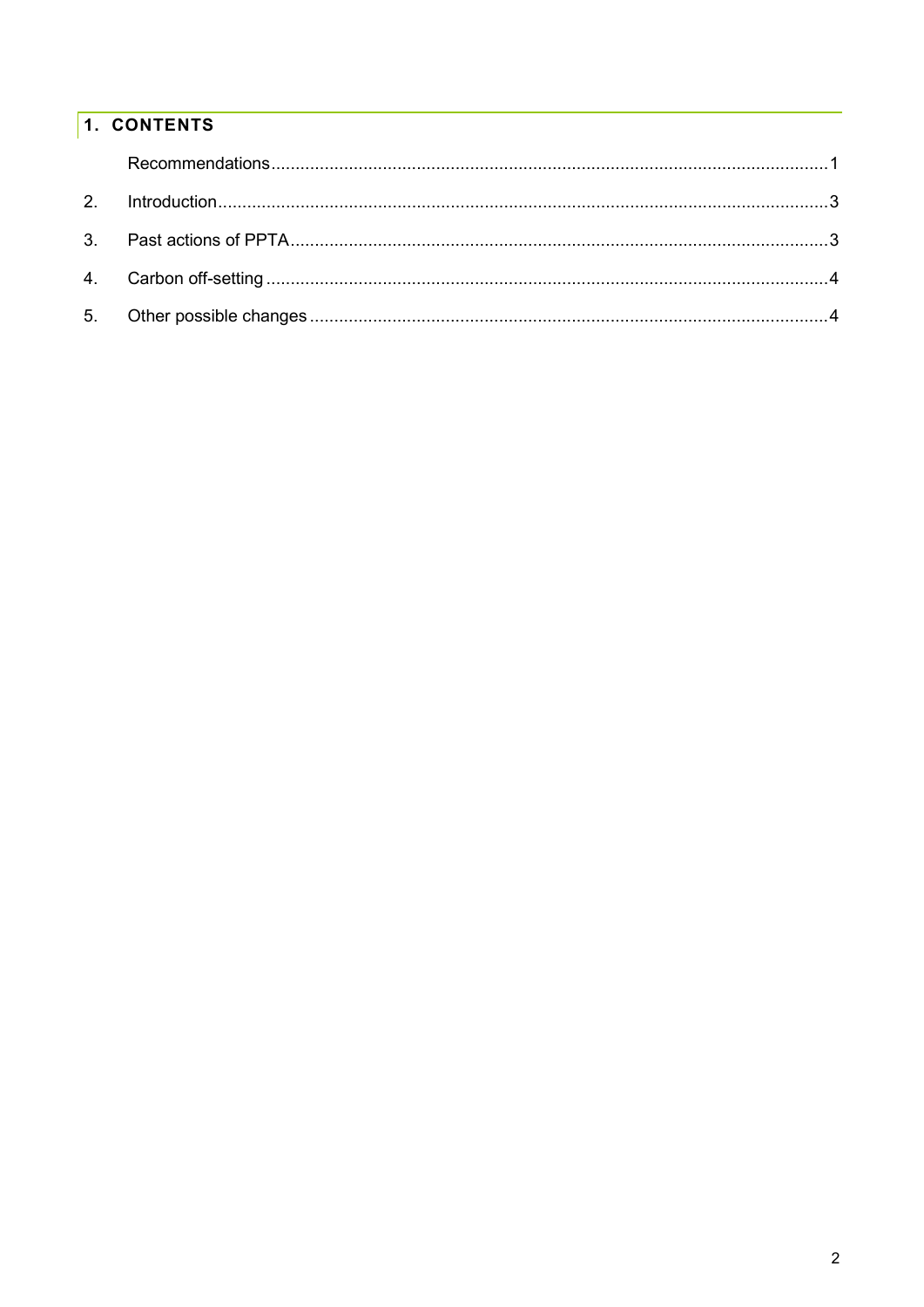# 1. CONTENTS

Recommendations ........................................................................................................ 1

2. Introduction ........................................................................................................ 3

3. Past actions of PPTA ........................................................................................................ 3

4. Carbon off-setting ........................................................................................................ 4

5. Other possible changes ........................................................................................................ 4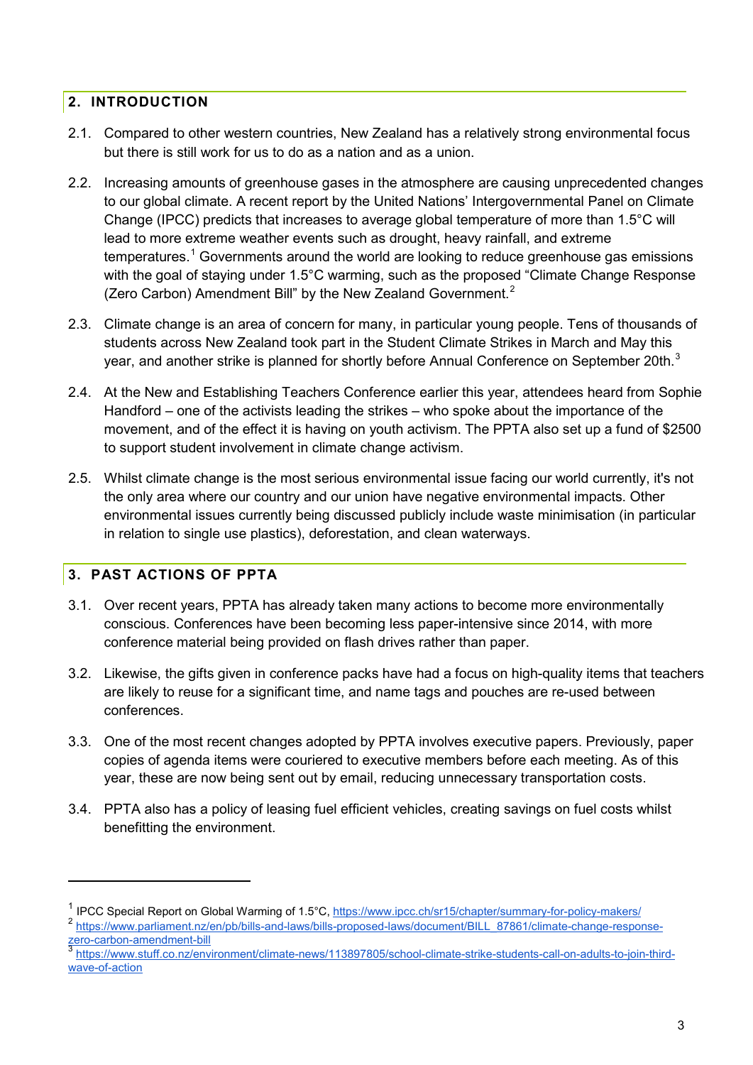## 2. INTRODUCTION

2.1. Compared to other western countries, New Zealand has a relatively strong environmental focus but there is still work for us to do as a nation and as a union.

2.2. Increasing amounts of greenhouse gases in the atmosphere are causing unprecedented changes to our global climate. A recent report by the United Nations' Intergovernmental Panel on Climate Change (IPCC) predicts that increases to average global temperature of more than 1.5°C will lead to more extreme weather events such as drought, heavy rainfall, and extreme temperatures.[1] Governments around the world are looking to reduce greenhouse gas emissions with the goal of staying under 1.5°C warming, such as the proposed "Climate Change Response (Zero Carbon) Amendment Bill" by the New Zealand Government.[2]

2.3. Climate change is an area of concern for many, in particular young people. Tens of thousands of students across New Zealand took part in the Student Climate Strikes in March and May this year, and another strike is planned for shortly before Annual Conference on September 20th.[3]

2.4. At the New and Establishing Teachers Conference earlier this year, attendees heard from Sophie Handford – one of the activists leading the strikes – who spoke about the importance of the movement, and of the effect it is having on youth activism. The PPTA also set up a fund of $2500 to support student involvement in climate change activism.

2.5. Whilst climate change is the most serious environmental issue facing our world currently, it's not the only area where our country and our union have negative environmental impacts. Other environmental issues currently being discussed publicly include waste minimisation (in particular in relation to single use plastics), deforestation, and clean waterways.

## 3. PAST ACTIONS OF PPTA

3.1. Over recent years, PPTA has already taken many actions to become more environmentally conscious. Conferences have been becoming less paper-intensive since 2014, with more conference material being provided on flash drives rather than paper.

3.2. Likewise, the gifts given in conference packs have had a focus on high-quality items that teachers are likely to reuse for a significant time, and name tags and pouches are re-used between conferences.

3.3. One of the most recent changes adopted by PPTA involves executive papers. Previously, paper copies of agenda items were couriered to executive members before each meeting. As of this year, these are now being sent out by email, reducing unnecessary transportation costs.

3.4. PPTA also has a policy of leasing fuel efficient vehicles, creating savings on fuel costs whilst benefitting the environment.

---

[1] IPCC Special Report on Global Warming of 1.5°C, https://www.ipcc.ch/sr15/chapter/summary-for-policy-makers/

[2] https://www.parliament.nz/en/pb/bills-and-laws/bills-proposed-laws/document/BILL_87861/climate-change-response-zero-carbon-amendment-bill

[3] https://www.stuff.co.nz/environment/climate-news/113897805/school-climate-strike-students-call-on-adults-to-join-third-wave-of-action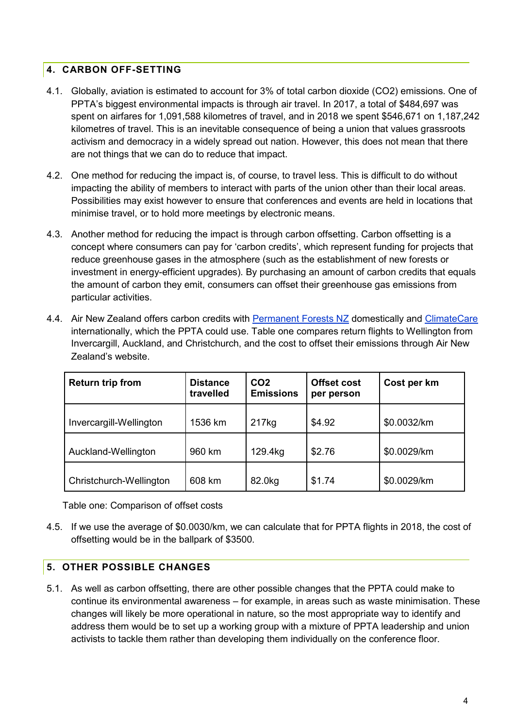## 4. CARBON OFF-SETTING

4.1. Globally, aviation is estimated to account for 3% of total carbon dioxide ($CO_2$) emissions. One of PPTA's biggest environmental impacts is through air travel. In 2017, a total of $484,697 was spent on airfares for 1,091,588 kilometres of travel, and in 2018 we spent $546,671 on 1,187,242 kilometres of travel. This is an inevitable consequence of being a union that values grassroots activism and democracy in a widely spread out nation. However, this does not mean that there are not things that we can do to reduce that impact.

4.2. One method for reducing the impact is, of course, to travel less. This is difficult to do without impacting the ability of members to interact with parts of the union other than their local areas. Possibilities may exist however to ensure that conferences and events are held in locations that minimise travel, or to hold more meetings by electronic means.

4.3. Another method for reducing the impact is through carbon offsetting. Carbon offsetting is a concept where consumers can pay for 'carbon credits', which represent funding for projects that reduce greenhouse gases in the atmosphere (such as the establishment of new forests or investment in energy-efficient upgrades). By purchasing an amount of carbon credits that equals the amount of carbon they emit, consumers can offset their greenhouse gas emissions from particular activities.

4.4. Air New Zealand offers carbon credits with Permanent Forests NZ domestically and ClimateCare internationally, which the PPTA could use. Table one compares return flights to Wellington from Invercargill, Auckland, and Christchurch, and the cost to offset their emissions through Air New Zealand's website.

| Return trip from | Distance travelled | CO2 Emissions | Offset cost per person | Cost per km |
|---|---|---|---|---|
| Invercargill-Wellington | 1536 km | 217kg | $4.92 | $0.0032/km |
| Auckland-Wellington | 960 km | 129.4kg | $2.76 | $0.0029/km |
| Christchurch-Wellington | 608 km | 82.0kg | $1.74 | $0.0029/km |

Table one: Comparison of offset costs

4.5. If we use the average of $0.0030/km, we can calculate that for PPTA flights in 2018, the cost of offsetting would be in the ballpark of $3500.

## 5. OTHER POSSIBLE CHANGES

5.1. As well as carbon offsetting, there are other possible changes that the PPTA could make to continue its environmental awareness – for example, in areas such as waste minimisation. These changes will likely be more operational in nature, so the most appropriate way to identify and address them would be to set up a working group with a mixture of PPTA leadership and union activists to tackle them rather than developing them individually on the conference floor.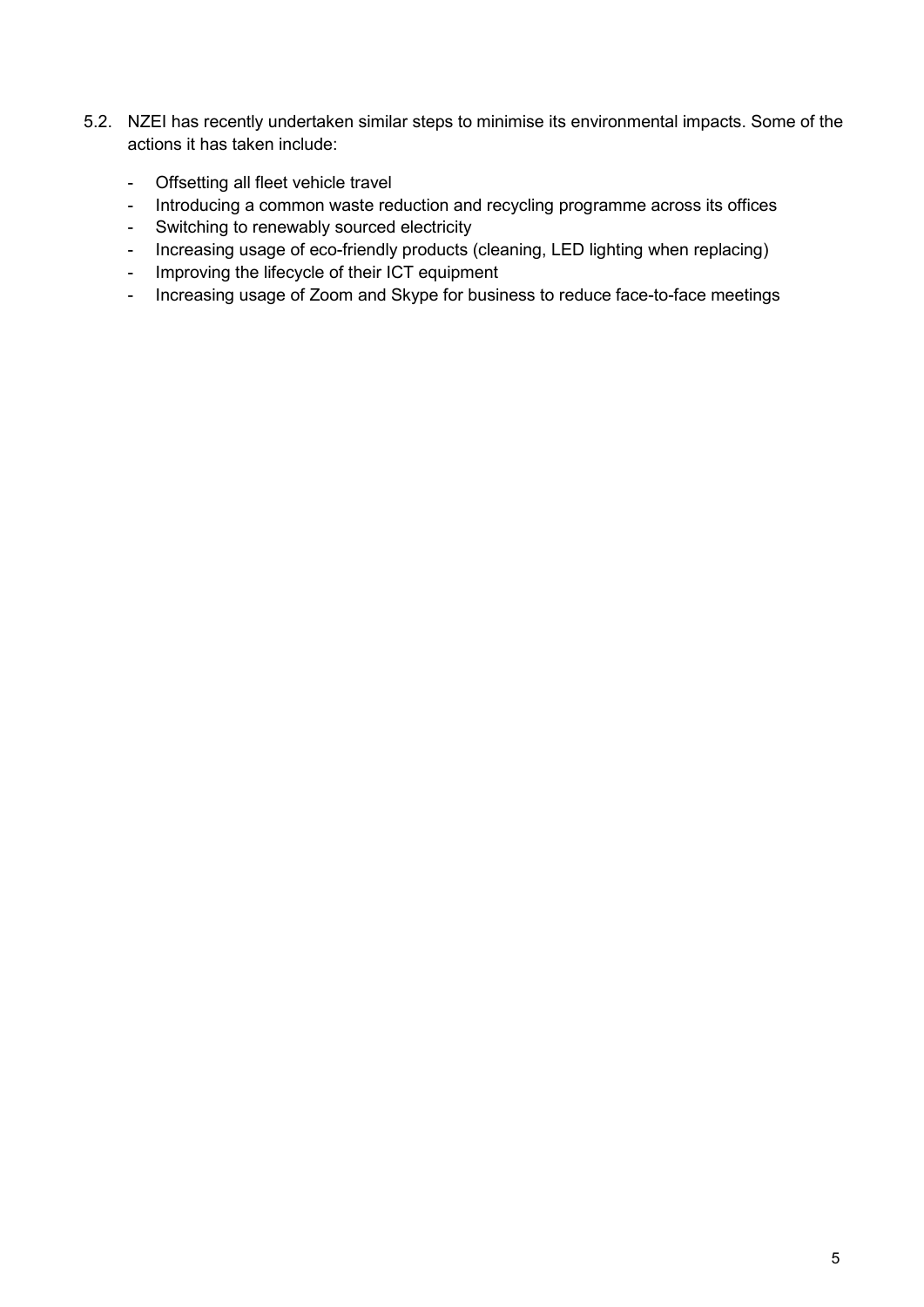5.2. NZEI has recently undertaken similar steps to minimise its environmental impacts. Some of the actions it has taken include:

- Offsetting all fleet vehicle travel
- Introducing a common waste reduction and recycling programme across its offices
- Switching to renewably sourced electricity
- Increasing usage of eco-friendly products (cleaning, LED lighting when replacing)
- Improving the lifecycle of their ICT equipment
- Increasing usage of Zoom and Skype for business to reduce face-to-face meetings